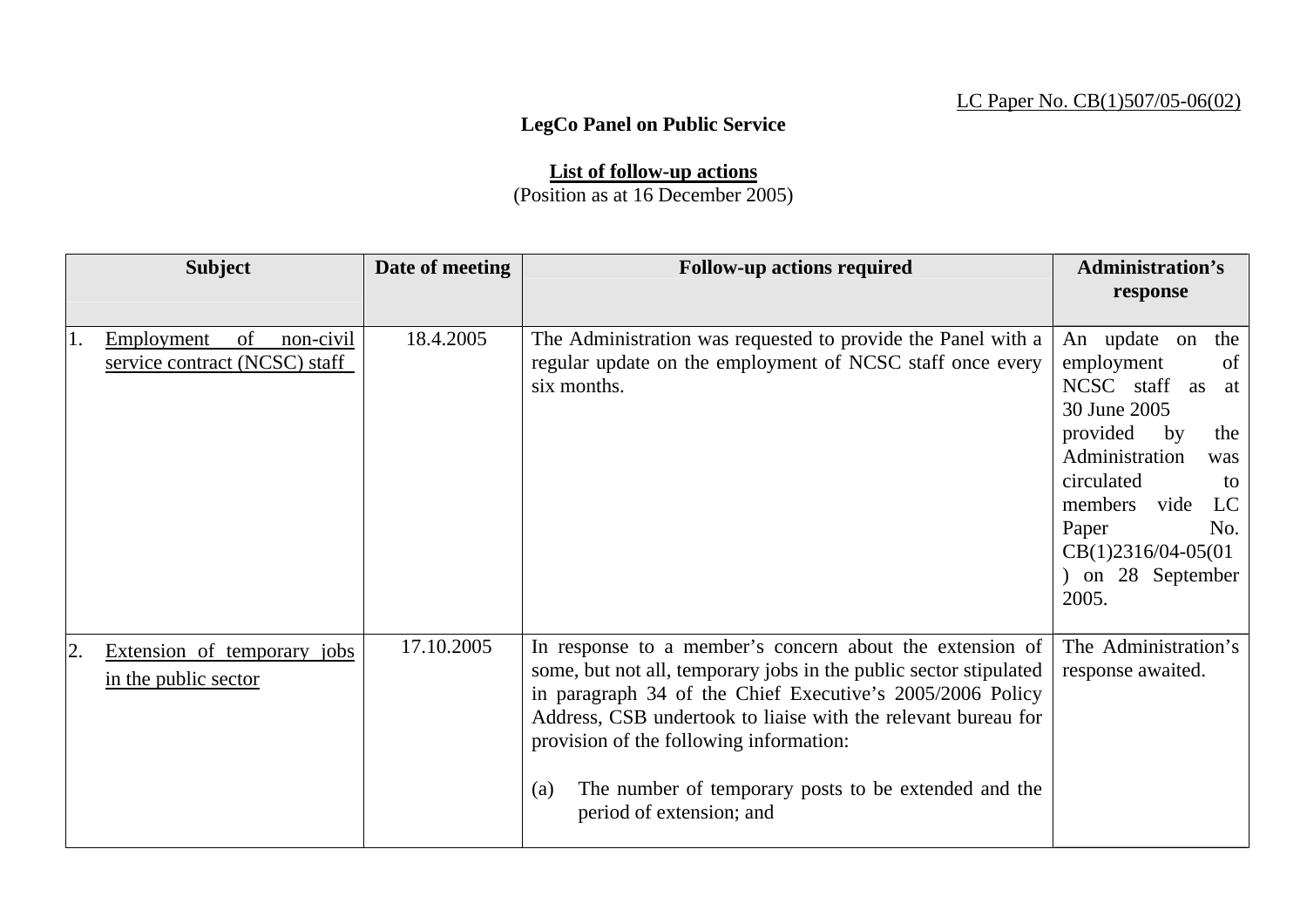LC Paper No. CB(1)507/05-06(02)

**LegCo Panel on Public Service**

**List of follow-up actions**
(Position as at 16 December 2005)

| Subject | Date of meeting | Follow-up actions required | Administration's response |
|---|---|---|---|
| 1. Employment of non-civil service contract (NCSC) staff | 18.4.2005 | The Administration was requested to provide the Panel with a regular update on the employment of NCSC staff once every six months. | An update on the employment of NCSC staff as at 30 June 2005 provided by the Administration was circulated to members vide LC Paper No. CB(1)2316/04-05(01) on 28 September 2005. |
| 2. Extension of temporary jobs in the public sector | 17.10.2005 | In response to a member's concern about the extension of some, but not all, temporary jobs in the public sector stipulated in paragraph 34 of the Chief Executive's 2005/2006 Policy Address, CSB undertook to liaise with the relevant bureau for provision of the following information:<br><br>(a) The number of temporary posts to be extended and the period of extension; and | The Administration's response awaited. |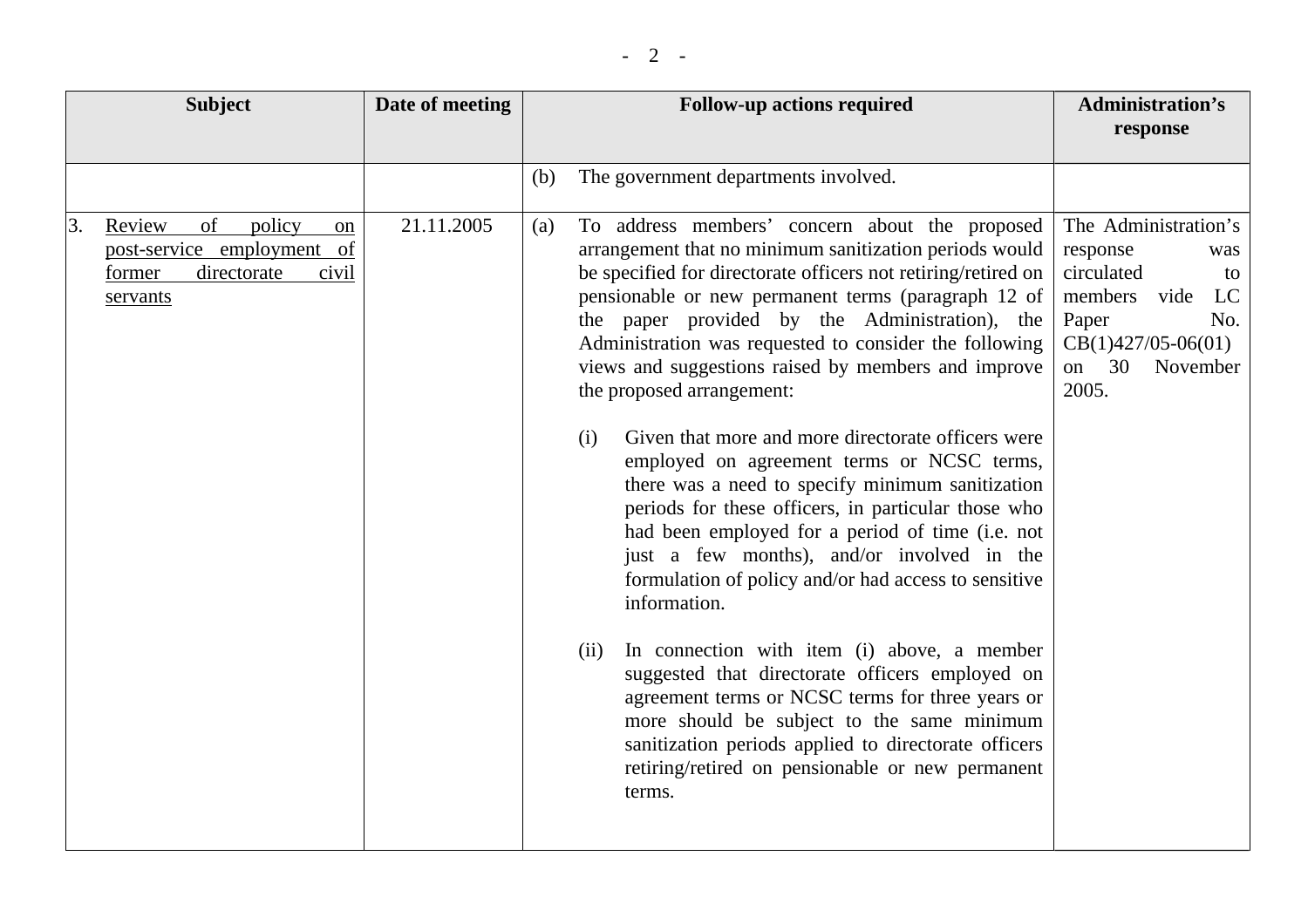| Subject | Date of meeting | Follow-up actions required | Administration's response |
|---|---|---|---|
| | | (b) The government departments involved. | |
| 3. <u>Review of policy on post-service employment of former directorate civil servants</u> | 21.11.2005 | (a) To address members' concern about the proposed arrangement that no minimum sanitization periods would be specified for directorate officers not retiring/retired on pensionable or new permanent terms (paragraph 12 of the paper provided by the Administration), the Administration was requested to consider the following views and suggestions raised by members and improve the proposed arrangement:<br><br>(i) Given that more and more directorate officers were employed on agreement terms or NCSC terms, there was a need to specify minimum sanitization periods for these officers, in particular those who had been employed for a period of time (i.e. not just a few months), and/or involved in the formulation of policy and/or had access to sensitive information.<br><br>(ii) In connection with item (i) above, a member suggested that directorate officers employed on agreement terms or NCSC terms for three years or more should be subject to the same minimum sanitization periods applied to directorate officers retiring/retired on pensionable or new permanent terms. | The Administration's response was circulated to members vide LC Paper No. CB(1)427/05-06(01) on 30 November 2005. |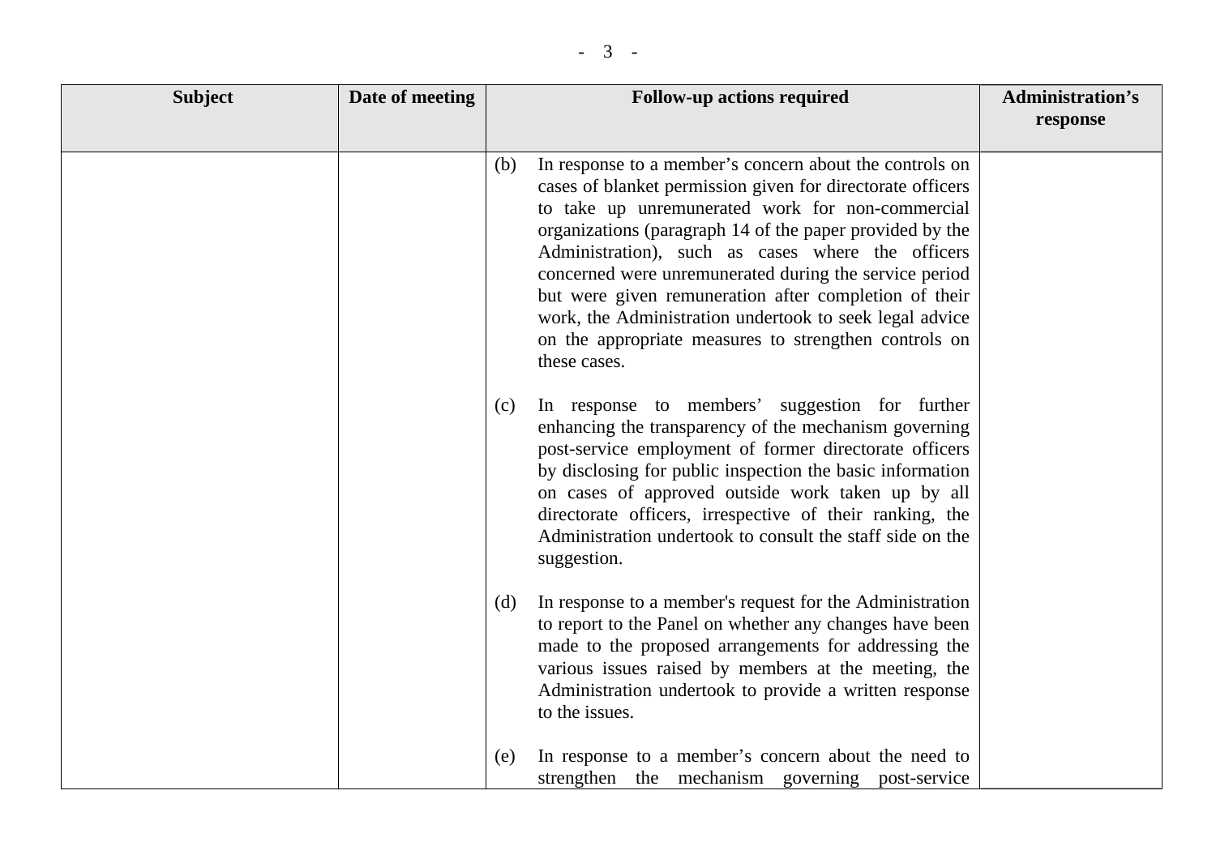| Subject | Date of meeting | Follow-up actions required | Administration's response |
|---|---|---|---|
| | | (b) In response to a member's concern about the controls on cases of blanket permission given for directorate officers to take up unremunerated work for non-commercial organizations (paragraph 14 of the paper provided by the Administration), such as cases where the officers concerned were unremunerated during the service period but were given remuneration after completion of their work, the Administration undertook to seek legal advice on the appropriate measures to strengthen controls on these cases.<br><br>(c) In response to members' suggestion for further enhancing the transparency of the mechanism governing post-service employment of former directorate officers by disclosing for public inspection the basic information on cases of approved outside work taken up by all directorate officers, irrespective of their ranking, the Administration undertook to consult the staff side on the suggestion.<br><br>(d) In response to a member's request for the Administration to report to the Panel on whether any changes have been made to the proposed arrangements for addressing the various issues raised by members at the meeting, the Administration undertook to provide a written response to the issues.<br><br>(e) In response to a member's concern about the need to strengthen the mechanism governing post-service | |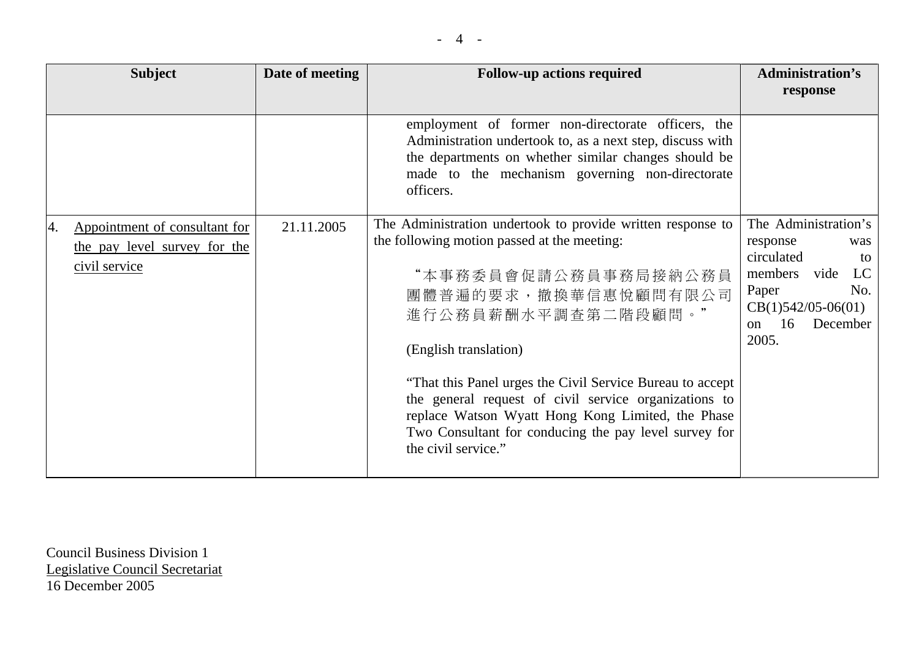| Subject | Date of meeting | Follow-up actions required | Administration's response |
|---|---|---|---|
| | | employment of former non-directorate officers, the Administration undertook to, as a next step, discuss with the departments on whether similar changes should be made to the mechanism governing non-directorate officers. | |
| 4. Appointment of consultant for the pay level survey for the civil service | 21.11.2005 | The Administration undertook to provide written response to the following motion passed at the meeting:<br><br>"本事務委員會促請公務員事務局接納公務員團體普遍的要求，撤換華信惠悅顧問有限公司進行公務員薪酬水平調查第二階段顧問。"<br><br>(English translation)<br><br>"That this Panel urges the Civil Service Bureau to accept the general request of civil service organizations to replace Watson Wyatt Hong Kong Limited, the Phase Two Consultant for conducing the pay level survey for the civil service." | The Administration's response was circulated to members vide LC Paper No. CB(1)542/05-06(01) on 16 December 2005. |

Council Business Division 1
Legislative Council Secretariat
16 December 2005